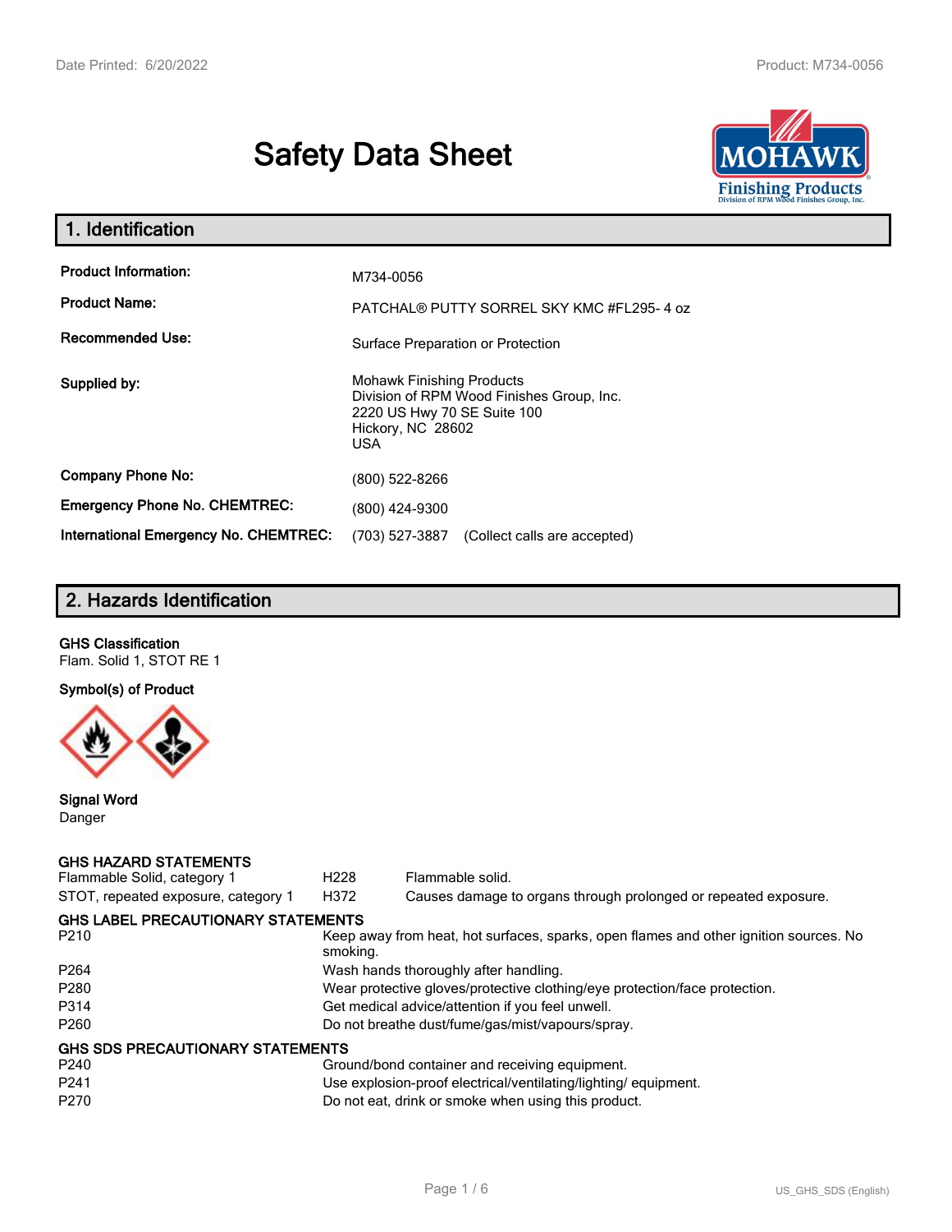# Safety Data Sheet

## 1. Identification

| | |
|---|---|
| **Product Information:** | M734-0056 |
| **Product Name:** | PATCHAL® PUTTY SORREL SKY KMC #FL295- 4 oz |
| **Recommended Use:** | Surface Preparation or Protection |
| **Supplied by:** | Mohawk Finishing Products<br>Division of RPM Wood Finishes Group, Inc.<br>2220 US Hwy 70 SE Suite 100<br>Hickory, NC 28602<br>USA |
| **Company Phone No:** | (800) 522-8266 |
| **Emergency Phone No. CHEMTREC:** | (800) 424-9300 |
| **International Emergency No. CHEMTREC:** | (703) 527-3887 (Collect calls are accepted) |

## 2. Hazards Identification

**GHS Classification**
Flam. Solid 1, STOT RE 1

**Symbol(s) of Product**

**Signal Word**
Danger

**GHS HAZARD STATEMENTS**

| | | |
|---|---|---|
| Flammable Solid, category 1 | H228 | Flammable solid. |
| STOT, repeated exposure, category 1 | H372 | Causes damage to organs through prolonged or repeated exposure. |

**GHS LABEL PRECAUTIONARY STATEMENTS**

| | |
|---|---|
| P210 | Keep away from heat, hot surfaces, sparks, open flames and other ignition sources. No smoking. |
| P264 | Wash hands thoroughly after handling. |
| P280 | Wear protective gloves/protective clothing/eye protection/face protection. |
| P314 | Get medical advice/attention if you feel unwell. |
| P260 | Do not breathe dust/fume/gas/mist/vapours/spray. |

**GHS SDS PRECAUTIONARY STATEMENTS**

| | |
|---|---|
| P240 | Ground/bond container and receiving equipment. |
| P241 | Use explosion-proof electrical/ventilating/lighting/ equipment. |
| P270 | Do not eat, drink or smoke when using this product. |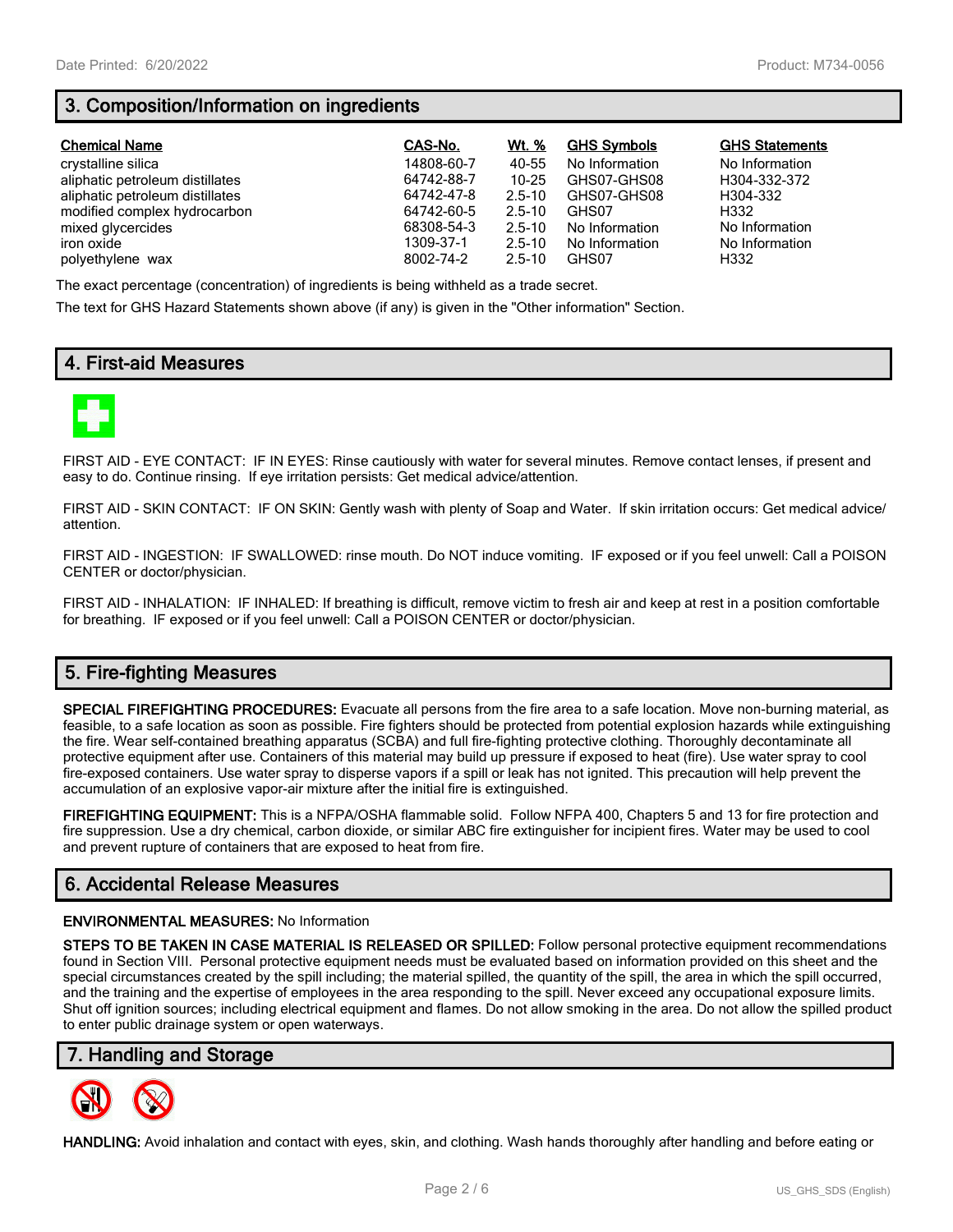## 3. Composition/Information on ingredients

| Chemical Name | CAS-No. | Wt. % | GHS Symbols | GHS Statements |
|---|---|---|---|---|
| crystalline silica | 14808-60-7 | 40-55 | No Information | No Information |
| aliphatic petroleum distillates | 64742-88-7 | 10-25 | GHS07-GHS08 | H304-332-372 |
| aliphatic petroleum distillates | 64742-47-8 | 2.5-10 | GHS07-GHS08 | H304-332 |
| modified complex hydrocarbon | 64742-60-5 | 2.5-10 | GHS07 | H332 |
| mixed glycercides | 68308-54-3 | 2.5-10 | No Information | No Information |
| iron oxide | 1309-37-1 | 2.5-10 | No Information | No Information |
| polyethylene wax | 8002-74-2 | 2.5-10 | GHS07 | H332 |

The exact percentage (concentration) of ingredients is being withheld as a trade secret.

The text for GHS Hazard Statements shown above (if any) is given in the "Other information" Section.

## 4. First-aid Measures

FIRST AID - EYE CONTACT: IF IN EYES: Rinse cautiously with water for several minutes. Remove contact lenses, if present and easy to do. Continue rinsing. If eye irritation persists: Get medical advice/attention.

FIRST AID - SKIN CONTACT: IF ON SKIN: Gently wash with plenty of Soap and Water. If skin irritation occurs: Get medical advice/ attention.

FIRST AID - INGESTION: IF SWALLOWED: rinse mouth. Do NOT induce vomiting. IF exposed or if you feel unwell: Call a POISON CENTER or doctor/physician.

FIRST AID - INHALATION: IF INHALED: If breathing is difficult, remove victim to fresh air and keep at rest in a position comfortable for breathing. IF exposed or if you feel unwell: Call a POISON CENTER or doctor/physician.

## 5. Fire-fighting Measures

**SPECIAL FIREFIGHTING PROCEDURES:** Evacuate all persons from the fire area to a safe location. Move non-burning material, as feasible, to a safe location as soon as possible. Fire fighters should be protected from potential explosion hazards while extinguishing the fire. Wear self-contained breathing apparatus (SCBA) and full fire-fighting protective clothing. Thoroughly decontaminate all protective equipment after use. Containers of this material may build up pressure if exposed to heat (fire). Use water spray to cool fire-exposed containers. Use water spray to disperse vapors if a spill or leak has not ignited. This precaution will help prevent the accumulation of an explosive vapor-air mixture after the initial fire is extinguished.

**FIREFIGHTING EQUIPMENT:** This is a NFPA/OSHA flammable solid. Follow NFPA 400, Chapters 5 and 13 for fire protection and fire suppression. Use a dry chemical, carbon dioxide, or similar ABC fire extinguisher for incipient fires. Water may be used to cool and prevent rupture of containers that are exposed to heat from fire.

## 6. Accidental Release Measures

**ENVIRONMENTAL MEASURES:** No Information

**STEPS TO BE TAKEN IN CASE MATERIAL IS RELEASED OR SPILLED:** Follow personal protective equipment recommendations found in Section VIII. Personal protective equipment needs must be evaluated based on information provided on this sheet and the special circumstances created by the spill including; the material spilled, the quantity of the spill, the area in which the spill occurred, and the training and the expertise of employees in the area responding to the spill. Never exceed any occupational exposure limits. Shut off ignition sources; including electrical equipment and flames. Do not allow smoking in the area. Do not allow the spilled product to enter public drainage system or open waterways.

## 7. Handling and Storage

**HANDLING:** Avoid inhalation and contact with eyes, skin, and clothing. Wash hands thoroughly after handling and before eating or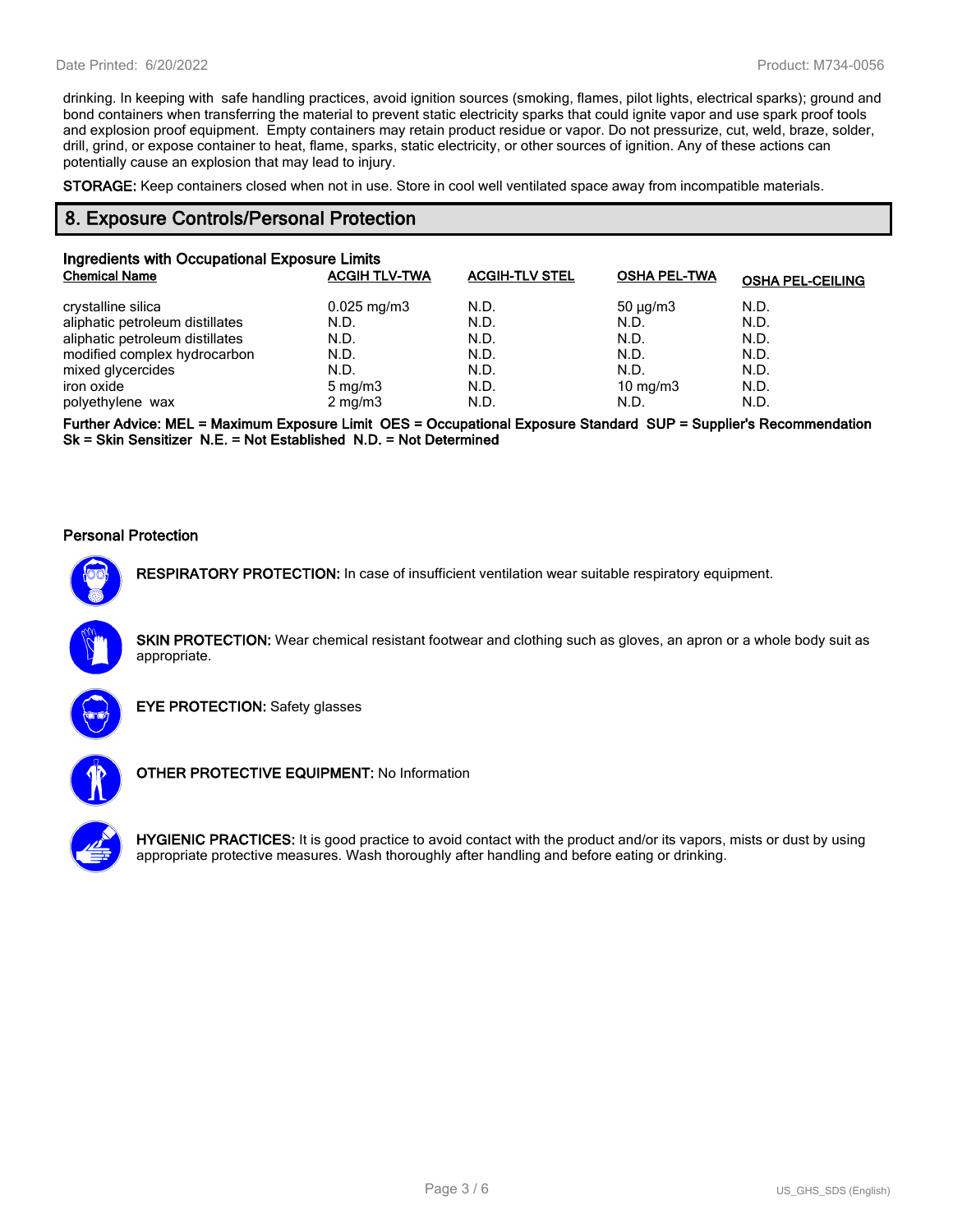drinking. In keeping with safe handling practices, avoid ignition sources (smoking, flames, pilot lights, electrical sparks); ground and bond containers when transferring the material to prevent static electricity sparks that could ignite vapor and use spark proof tools and explosion proof equipment. Empty containers may retain product residue or vapor. Do not pressurize, cut, weld, braze, solder, drill, grind, or expose container to heat, flame, sparks, static electricity, or other sources of ignition. Any of these actions can potentially cause an explosion that may lead to injury.

**STORAGE:** Keep containers closed when not in use. Store in cool well ventilated space away from incompatible materials.

## 8. Exposure Controls/Personal Protection

### Ingredients with Occupational Exposure Limits

| Chemical Name | ACGIH TLV-TWA | ACGIH-TLV STEL | OSHA PEL-TWA | OSHA PEL-CEILING |
|---|---|---|---|---|
| crystalline silica | 0.025 mg/m3 | N.D. | 50 µg/m3 | N.D. |
| aliphatic petroleum distillates | N.D. | N.D. | N.D. | N.D. |
| aliphatic petroleum distillates | N.D. | N.D. | N.D. | N.D. |
| modified complex hydrocarbon | N.D. | N.D. | N.D. | N.D. |
| mixed glycercides | N.D. | N.D. | N.D. | N.D. |
| iron oxide | 5 mg/m3 | N.D. | 10 mg/m3 | N.D. |
| polyethylene wax | 2 mg/m3 | N.D. | N.D. | N.D. |

**Further Advice: MEL = Maximum Exposure Limit OES = Occupational Exposure Standard SUP = Supplier's Recommendation Sk = Skin Sensitizer N.E. = Not Established N.D. = Not Determined**

### Personal Protection

**RESPIRATORY PROTECTION:** In case of insufficient ventilation wear suitable respiratory equipment.

**SKIN PROTECTION:** Wear chemical resistant footwear and clothing such as gloves, an apron or a whole body suit as appropriate.

**EYE PROTECTION:** Safety glasses

**OTHER PROTECTIVE EQUIPMENT:** No Information

**HYGIENIC PRACTICES:** It is good practice to avoid contact with the product and/or its vapors, mists or dust by using appropriate protective measures. Wash thoroughly after handling and before eating or drinking.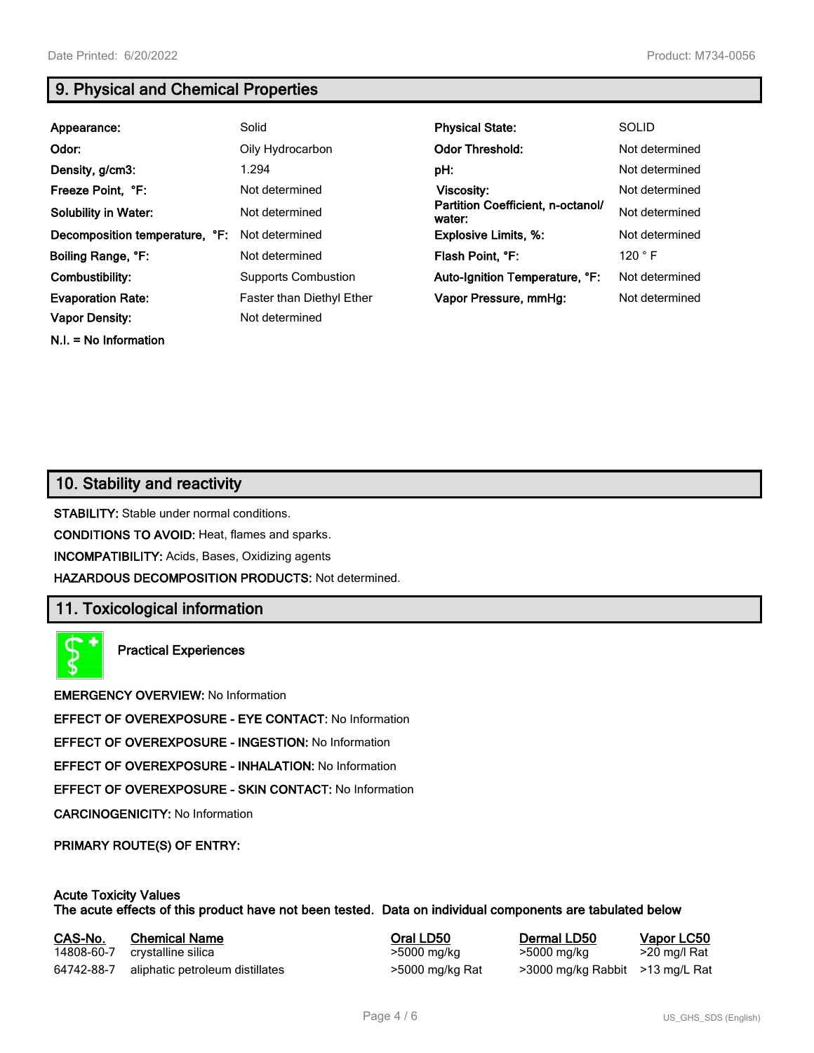## 9. Physical and Chemical Properties

| | | | |
|---|---|---|---|
| **Appearance:** | Solid | **Physical State:** | SOLID |
| **Odor:** | Oily Hydrocarbon | **Odor Threshold:** | Not determined |
| **Density, g/cm3:** | 1.294 | **pH:** | Not determined |
| **Freeze Point, °F:** | Not determined | **Viscosity:** | Not determined |
| **Solubility in Water:** | Not determined | **Partition Coefficient, n-octanol/ water:** | Not determined |
| **Decomposition temperature, °F:** | Not determined | **Explosive Limits, %:** | Not determined |
| **Boiling Range, °F:** | Not determined | **Flash Point, °F:** | 120 ° F |
| **Combustibility:** | Supports Combustion | **Auto-Ignition Temperature, °F:** | Not determined |
| **Evaporation Rate:** | Faster than Diethyl Ether | **Vapor Pressure, mmHg:** | Not determined |
| **Vapor Density:** | Not determined | | |

**N.I. = No Information**

## 10. Stability and reactivity

**STABILITY:** Stable under normal conditions.

**CONDITIONS TO AVOID:** Heat, flames and sparks.

**INCOMPATIBILITY:** Acids, Bases, Oxidizing agents

**HAZARDOUS DECOMPOSITION PRODUCTS:** Not determined.

## 11. Toxicological information

**Practical Experiences**

**EMERGENCY OVERVIEW:** No Information

**EFFECT OF OVEREXPOSURE - EYE CONTACT:** No Information

**EFFECT OF OVEREXPOSURE - INGESTION:** No Information

**EFFECT OF OVEREXPOSURE - INHALATION:** No Information

**EFFECT OF OVEREXPOSURE - SKIN CONTACT:** No Information

**CARCINOGENICITY:** No Information

**PRIMARY ROUTE(S) OF ENTRY:**

**Acute Toxicity Values**
**The acute effects of this product have not been tested. Data on individual components are tabulated below**

| CAS-No. | Chemical Name | Oral LD50 | Dermal LD50 | Vapor LC50 |
|---|---|---|---|---|
| 14808-60-7 | crystalline silica | >5000 mg/kg | >5000 mg/kg | >20 mg/l Rat |
| 64742-88-7 | aliphatic petroleum distillates | >5000 mg/kg Rat | >3000 mg/kg Rabbit | >13 mg/L Rat |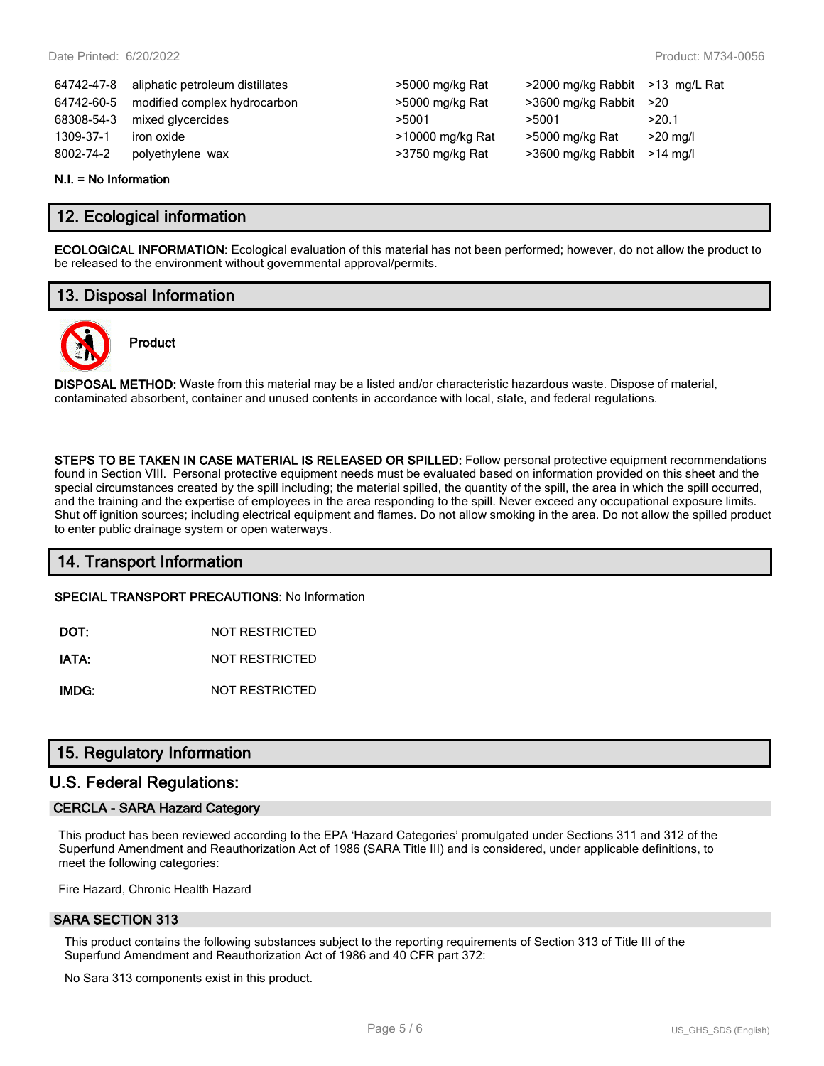| | | | | |
|---|---|---|---|---|
| 64742-47-8 | aliphatic petroleum distillates | >5000 mg/kg Rat | >2000 mg/kg Rabbit | >13 mg/L Rat |
| 64742-60-5 | modified complex hydrocarbon | >5000 mg/kg Rat | >3600 mg/kg Rabbit | >20 |
| 68308-54-3 | mixed glycercides | >5001 | >5001 | >20.1 |
| 1309-37-1 | iron oxide | >10000 mg/kg Rat | >5000 mg/kg Rat | >20 mg/l |
| 8002-74-2 | polyethylene wax | >3750 mg/kg Rat | >3600 mg/kg Rabbit | >14 mg/l |

**N.I. = No Information**

## 12. Ecological information

**ECOLOGICAL INFORMATION:** Ecological evaluation of this material has not been performed; however, do not allow the product to be released to the environment without governmental approval/permits.

## 13. Disposal Information

**Product**

**DISPOSAL METHOD:** Waste from this material may be a listed and/or characteristic hazardous waste. Dispose of material, contaminated absorbent, container and unused contents in accordance with local, state, and federal regulations.

**STEPS TO BE TAKEN IN CASE MATERIAL IS RELEASED OR SPILLED:** Follow personal protective equipment recommendations found in Section VIII. Personal protective equipment needs must be evaluated based on information provided on this sheet and the special circumstances created by the spill including; the material spilled, the quantity of the spill, the area in which the spill occurred, and the training and the expertise of employees in the area responding to the spill. Never exceed any occupational exposure limits. Shut off ignition sources; including electrical equipment and flames. Do not allow smoking in the area. Do not allow the spilled product to enter public drainage system or open waterways.

## 14. Transport Information

**SPECIAL TRANSPORT PRECAUTIONS:** No Information

| | |
|---|---|
| **DOT:** | NOT RESTRICTED |
| **IATA:** | NOT RESTRICTED |
| **IMDG:** | NOT RESTRICTED |

## 15. Regulatory Information

## U.S. Federal Regulations:

### CERCLA - SARA Hazard Category

This product has been reviewed according to the EPA 'Hazard Categories' promulgated under Sections 311 and 312 of the Superfund Amendment and Reauthorization Act of 1986 (SARA Title III) and is considered, under applicable definitions, to meet the following categories:

Fire Hazard, Chronic Health Hazard

### SARA SECTION 313

This product contains the following substances subject to the reporting requirements of Section 313 of Title III of the Superfund Amendment and Reauthorization Act of 1986 and 40 CFR part 372:

No Sara 313 components exist in this product.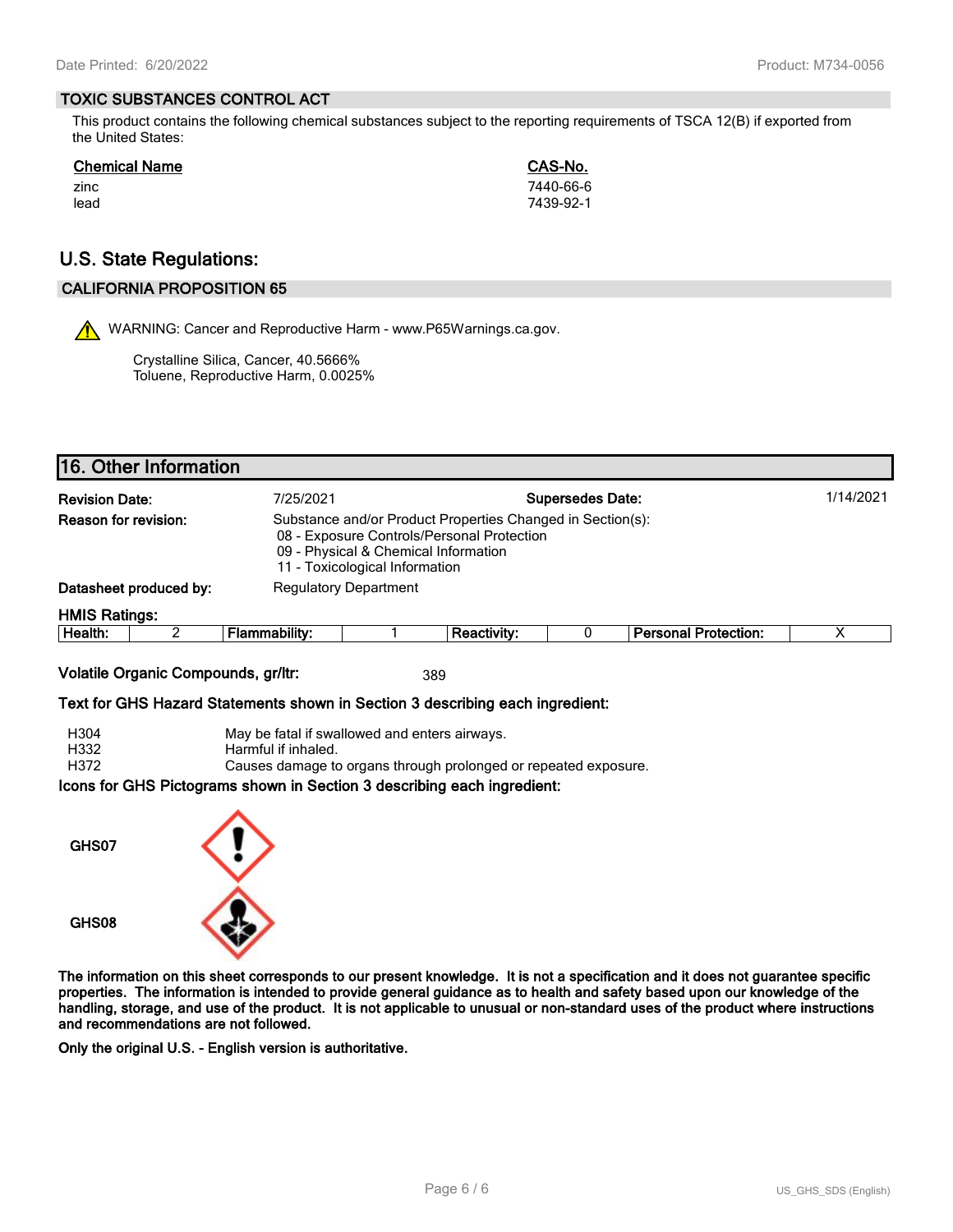## TOXIC SUBSTANCES CONTROL ACT

This product contains the following chemical substances subject to the reporting requirements of TSCA 12(B) if exported from the United States:

| Chemical Name | CAS-No. |
|---|---|
| zinc | 7440-66-6 |
| lead | 7439-92-1 |

# U.S. State Regulations:

## CALIFORNIA PROPOSITION 65

WARNING: Cancer and Reproductive Harm - www.P65Warnings.ca.gov.

Crystalline Silica, Cancer, 40.5666%
Toluene, Reproductive Harm, 0.0025%

# 16. Other Information

**Revision Date:** 7/25/2021 **Supersedes Date:** 1/14/2021

**Reason for revision:** Substance and/or Product Properties Changed in Section(s):
- 08 - Exposure Controls/Personal Protection
- 09 - Physical & Chemical Information
- 11 - Toxicological Information

**Datasheet produced by:** Regulatory Department

**HMIS Ratings:**

| Health: | 2 | Flammability: | 1 | Reactivity: | 0 | Personal Protection: | X |
|---|---|---|---|---|---|---|---|

**Volatile Organic Compounds, gr/ltr:** 389

**Text for GHS Hazard Statements shown in Section 3 describing each ingredient:**

| | |
|---|---|
| H304 | May be fatal if swallowed and enters airways. |
| H332 | Harmful if inhaled. |
| H372 | Causes damage to organs through prolonged or repeated exposure. |

**Icons for GHS Pictograms shown in Section 3 describing each ingredient:**

GHS07

GHS08

**The information on this sheet corresponds to our present knowledge. It is not a specification and it does not guarantee specific properties. The information is intended to provide general guidance as to health and safety based upon our knowledge of the handling, storage, and use of the product. It is not applicable to unusual or non-standard uses of the product where instructions and recommendations are not followed.**

**Only the original U.S. - English version is authoritative.**